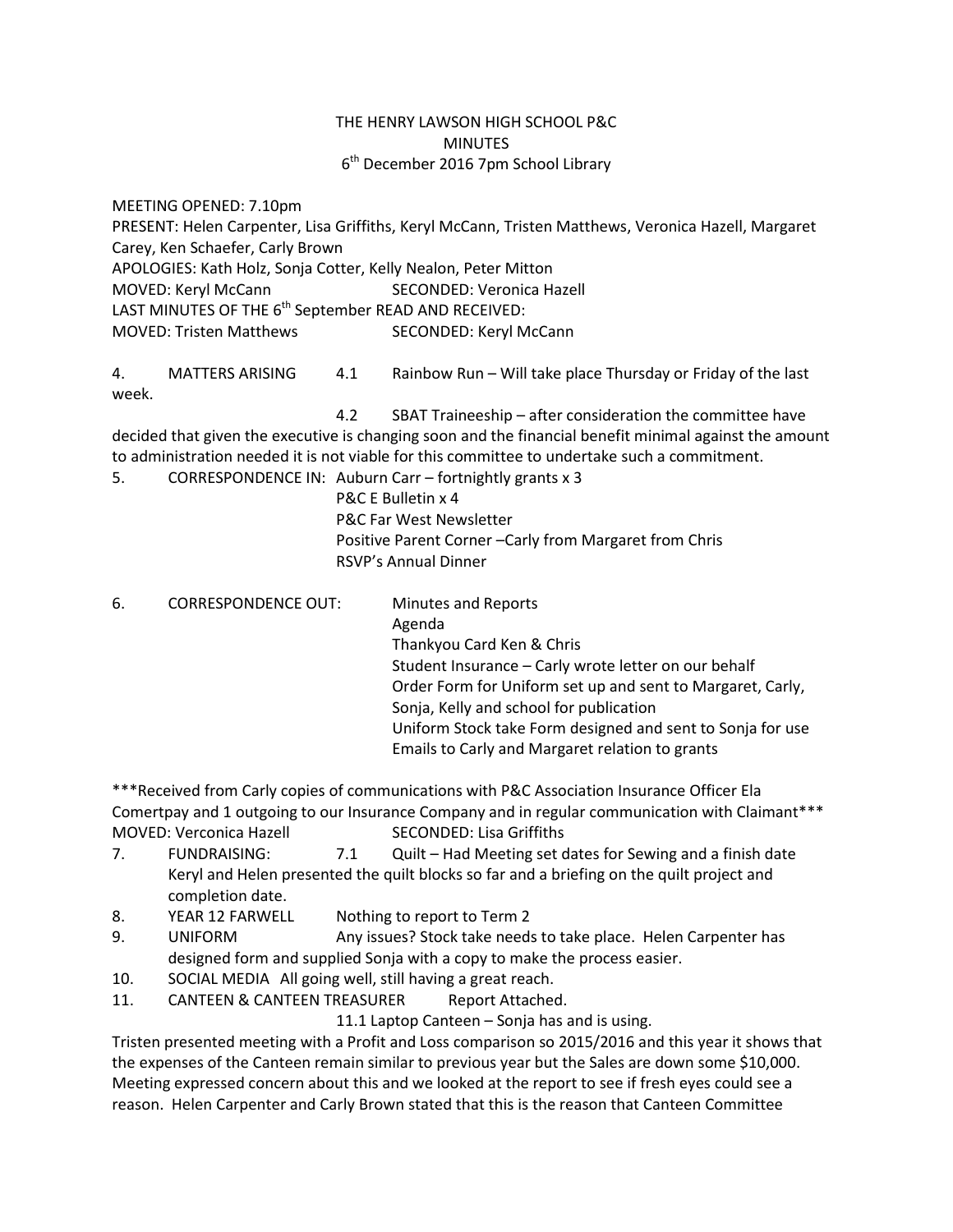# THE HENRY LAWSON HIGH SCHOOL P&C
## MINUTES
### 6th December 2016 7pm School Library

MEETING OPENED: 7.10pm

PRESENT: Helen Carpenter, Lisa Griffiths, Keryl McCann, Tristen Matthews, Veronica Hazell, Margaret Carey, Ken Schaefer, Carly Brown

APOLOGIES: Kath Holz, Sonja Cotter, Kelly Nealon, Peter Mitton

MOVED: Keryl McCann SECONDED: Veronica Hazell

LAST MINUTES OF THE 6th September READ AND RECEIVED:

MOVED: Tristen Matthews SECONDED: Keryl McCann

4. MATTERS ARISING
   - 4.1 Rainbow Run – Will take place Thursday or Friday of the last week.
   - 4.2 SBAT Traineeship – after consideration the committee have decided that given the executive is changing soon and the financial benefit minimal against the amount to administration needed it is not viable for this committee to undertake such a commitment.

5. CORRESPONDENCE IN:
   - Auburn Carr – fortnightly grants x 3
   - P&C E Bulletin x 4
   - P&C Far West Newsletter
   - Positive Parent Corner –Carly from Margaret from Chris
   - RSVP's Annual Dinner

6. CORRESPONDENCE OUT:
   - Minutes and Reports
   - Agenda
   - Thankyou Card Ken & Chris
   - Student Insurance – Carly wrote letter on our behalf
   - Order Form for Uniform set up and sent to Margaret, Carly, Sonja, Kelly and school for publication
   - Uniform Stock take Form designed and sent to Sonja for use
   - Emails to Carly and Margaret relation to grants

***Received from Carly copies of communications with P&C Association Insurance Officer Ela Comertpay and 1 outgoing to our Insurance Company and in regular communication with Claimant***

MOVED: Verconica Hazell SECONDED: Lisa Griffiths

7. FUNDRAISING: 7.1 Quilt – Had Meeting set dates for Sewing and a finish date Keryl and Helen presented the quilt blocks so far and a briefing on the quilt project and completion date.
8. YEAR 12 FARWELL Nothing to report to Term 2
9. UNIFORM Any issues? Stock take needs to take place. Helen Carpenter has designed form and supplied Sonja with a copy to make the process easier.
10. SOCIAL MEDIA All going well, still having a great reach.
11. CANTEEN & CANTEEN TREASURER Report Attached.
    - 11.1 Laptop Canteen – Sonja has and is using.

Tristen presented meeting with a Profit and Loss comparison so 2015/2016 and this year it shows that the expenses of the Canteen remain similar to previous year but the Sales are down some $10,000. Meeting expressed concern about this and we looked at the report to see if fresh eyes could see a reason. Helen Carpenter and Carly Brown stated that this is the reason that Canteen Committee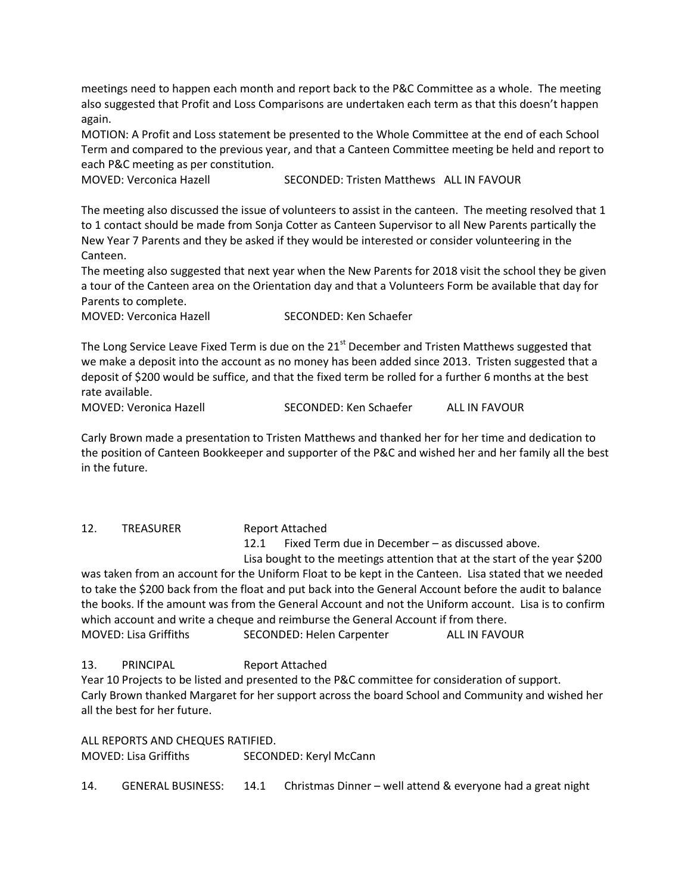meetings need to happen each month and report back to the P&C Committee as a whole. The meeting also suggested that Profit and Loss Comparisons are undertaken each term as that this doesn't happen again.

MOTION: A Profit and Loss statement be presented to the Whole Committee at the end of each School Term and compared to the previous year, and that a Canteen Committee meeting be held and report to each P&C meeting as per constitution.

MOVED: Verconica Hazell SECONDED: Tristen Matthews ALL IN FAVOUR

The meeting also discussed the issue of volunteers to assist in the canteen. The meeting resolved that 1 to 1 contact should be made from Sonja Cotter as Canteen Supervisor to all New Parents partically the New Year 7 Parents and they be asked if they would be interested or consider volunteering in the Canteen.

The meeting also suggested that next year when the New Parents for 2018 visit the school they be given a tour of the Canteen area on the Orientation day and that a Volunteers Form be available that day for Parents to complete.

MOVED: Verconica Hazell SECONDED: Ken Schaefer

The Long Service Leave Fixed Term is due on the 21st December and Tristen Matthews suggested that we make a deposit into the account as no money has been added since 2013. Tristen suggested that a deposit of $200 would be suffice, and that the fixed term be rolled for a further 6 months at the best rate available.

MOVED: Veronica Hazell SECONDED: Ken Schaefer ALL IN FAVOUR

Carly Brown made a presentation to Tristen Matthews and thanked her for her time and dedication to the position of Canteen Bookkeeper and supporter of the P&C and wished her and her family all the best in the future.

12. TREASURER Report Attached

12.1 Fixed Term due in December – as discussed above.

Lisa bought to the meetings attention that at the start of the year $200 was taken from an account for the Uniform Float to be kept in the Canteen. Lisa stated that we needed to take the $200 back from the float and put back into the General Account before the audit to balance the books. If the amount was from the General Account and not the Uniform account. Lisa is to confirm which account and write a cheque and reimburse the General Account if from there.

MOVED: Lisa Griffiths SECONDED: Helen Carpenter ALL IN FAVOUR

13. PRINCIPAL Report Attached

Year 10 Projects to be listed and presented to the P&C committee for consideration of support.

Carly Brown thanked Margaret for her support across the board School and Community and wished her all the best for her future.

ALL REPORTS AND CHEQUES RATIFIED.

MOVED: Lisa Griffiths SECONDED: Keryl McCann

14. GENERAL BUSINESS: 14.1 Christmas Dinner – well attend & everyone had a great night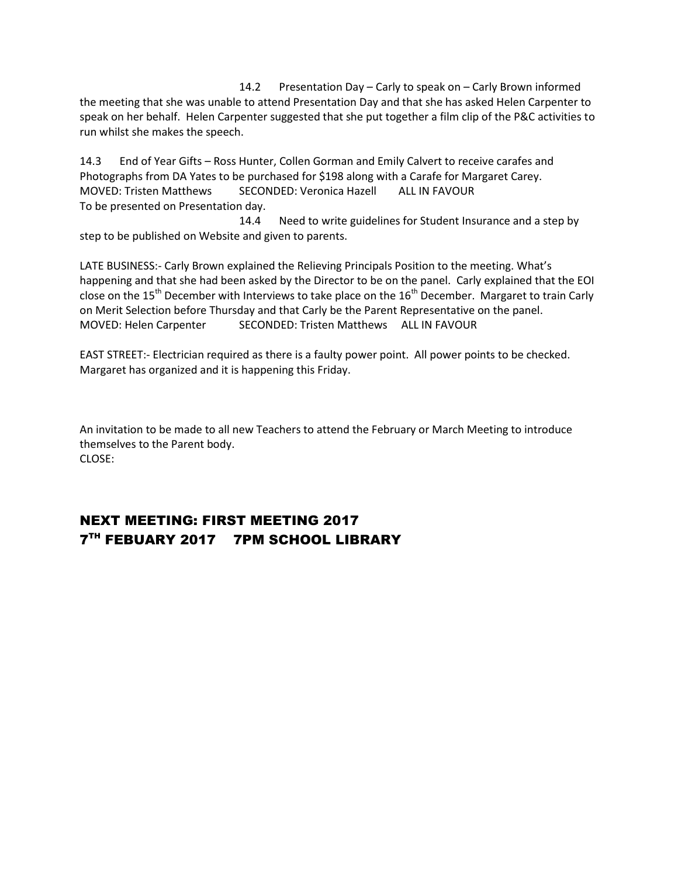14.2 Presentation Day – Carly to speak on – Carly Brown informed the meeting that she was unable to attend Presentation Day and that she has asked Helen Carpenter to speak on her behalf. Helen Carpenter suggested that she put together a film clip of the P&C activities to run whilst she makes the speech.

14.3 End of Year Gifts – Ross Hunter, Collen Gorman and Emily Calvert to receive carafes and Photographs from DA Yates to be purchased for $198 along with a Carafe for Margaret Carey.
MOVED: Tristen Matthews SECONDED: Veronica Hazell ALL IN FAVOUR
To be presented on Presentation day.

14.4 Need to write guidelines for Student Insurance and a step by step to be published on Website and given to parents.

LATE BUSINESS:- Carly Brown explained the Relieving Principals Position to the meeting. What's happening and that she had been asked by the Director to be on the panel. Carly explained that the EOI close on the 15th December with Interviews to take place on the 16th December. Margaret to train Carly on Merit Selection before Thursday and that Carly be the Parent Representative on the panel.
MOVED: Helen Carpenter SECONDED: Tristen Matthews ALL IN FAVOUR

EAST STREET:- Electrician required as there is a faulty power point. All power points to be checked. Margaret has organized and it is happening this Friday.

An invitation to be made to all new Teachers to attend the February or March Meeting to introduce themselves to the Parent body.
CLOSE:

## NEXT MEETING: FIRST MEETING 2017
## 7TH FEBUARY 2017 7PM SCHOOL LIBRARY